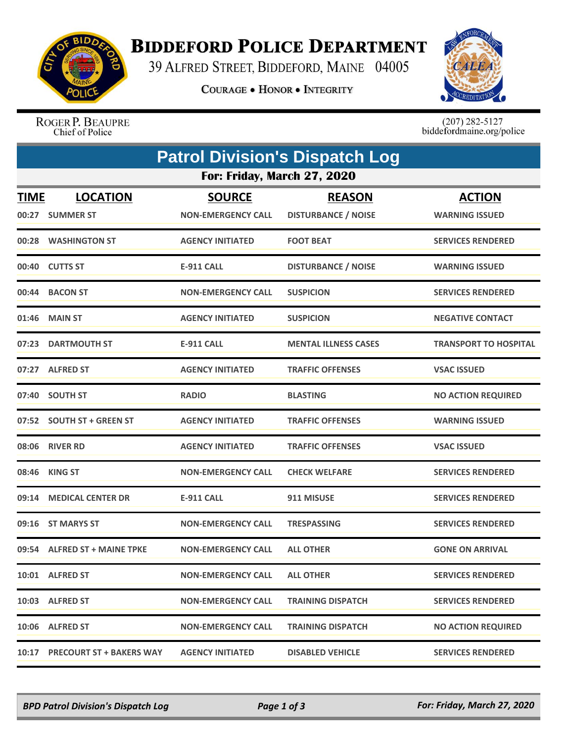# BIDDEFORD POLICE DEPARTMENT

39 ALFRED STREET, BIDDEFORD, MAINE 04005

COURAGE • HONOR • INTEGRITY

ROGER P. BEAUPRE
Chief of Police

(207) 282-5127
biddefordmaine.org/police

## Patrol Division's Dispatch Log

### For: Friday, March 27, 2020

| TIME | LOCATION | SOURCE | REASON | ACTION |
|---|---|---|---|---|
| 00:27 | SUMMER ST | NON-EMERGENCY CALL | DISTURBANCE / NOISE | WARNING ISSUED |
| 00:28 | WASHINGTON ST | AGENCY INITIATED | FOOT BEAT | SERVICES RENDERED |
| 00:40 | CUTTS ST | E-911 CALL | DISTURBANCE / NOISE | WARNING ISSUED |
| 00:44 | BACON ST | NON-EMERGENCY CALL | SUSPICION | SERVICES RENDERED |
| 01:46 | MAIN ST | AGENCY INITIATED | SUSPICION | NEGATIVE CONTACT |
| 07:23 | DARTMOUTH ST | E-911 CALL | MENTAL ILLNESS CASES | TRANSPORT TO HOSPITAL |
| 07:27 | ALFRED ST | AGENCY INITIATED | TRAFFIC OFFENSES | VSAC ISSUED |
| 07:40 | SOUTH ST | RADIO | BLASTING | NO ACTION REQUIRED |
| 07:52 | SOUTH ST + GREEN ST | AGENCY INITIATED | TRAFFIC OFFENSES | WARNING ISSUED |
| 08:06 | RIVER RD | AGENCY INITIATED | TRAFFIC OFFENSES | VSAC ISSUED |
| 08:46 | KING ST | NON-EMERGENCY CALL | CHECK WELFARE | SERVICES RENDERED |
| 09:14 | MEDICAL CENTER DR | E-911 CALL | 911 MISUSE | SERVICES RENDERED |
| 09:16 | ST MARYS ST | NON-EMERGENCY CALL | TRESPASSING | SERVICES RENDERED |
| 09:54 | ALFRED ST + MAINE TPKE | NON-EMERGENCY CALL | ALL OTHER | GONE ON ARRIVAL |
| 10:01 | ALFRED ST | NON-EMERGENCY CALL | ALL OTHER | SERVICES RENDERED |
| 10:03 | ALFRED ST | NON-EMERGENCY CALL | TRAINING DISPATCH | SERVICES RENDERED |
| 10:06 | ALFRED ST | NON-EMERGENCY CALL | TRAINING DISPATCH | NO ACTION REQUIRED |
| 10:17 | PRECOURT ST + BAKERS WAY | AGENCY INITIATED | DISABLED VEHICLE | SERVICES RENDERED |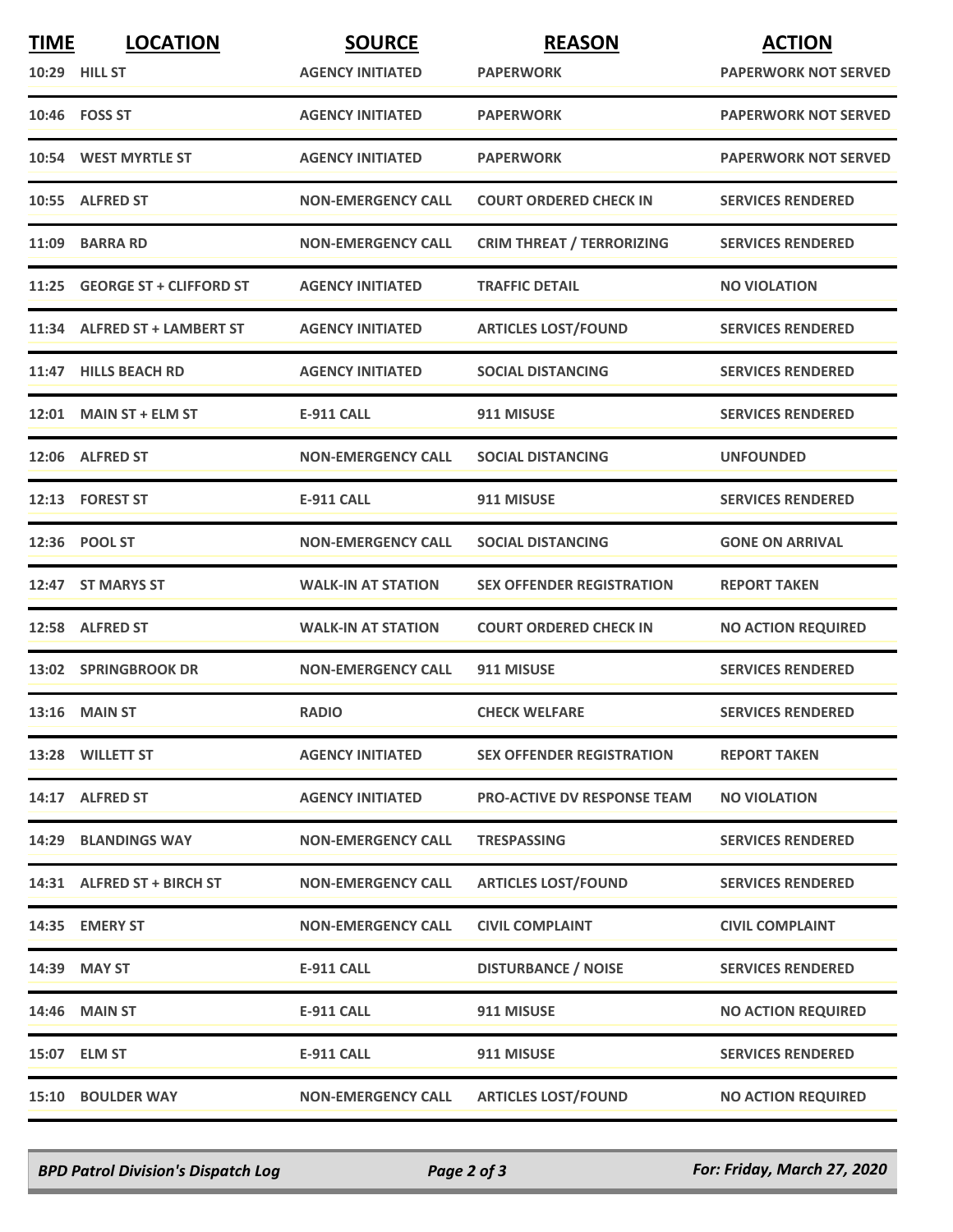| TIME | LOCATION | SOURCE | REASON | ACTION |
|---|---|---|---|---|
| 10:29 | HILL ST | AGENCY INITIATED | PAPERWORK | PAPERWORK NOT SERVED |
| 10:46 | FOSS ST | AGENCY INITIATED | PAPERWORK | PAPERWORK NOT SERVED |
| 10:54 | WEST MYRTLE ST | AGENCY INITIATED | PAPERWORK | PAPERWORK NOT SERVED |
| 10:55 | ALFRED ST | NON-EMERGENCY CALL | COURT ORDERED CHECK IN | SERVICES RENDERED |
| 11:09 | BARRA RD | NON-EMERGENCY CALL | CRIM THREAT / TERRORIZING | SERVICES RENDERED |
| 11:25 | GEORGE ST + CLIFFORD ST | AGENCY INITIATED | TRAFFIC DETAIL | NO VIOLATION |
| 11:34 | ALFRED ST + LAMBERT ST | AGENCY INITIATED | ARTICLES LOST/FOUND | SERVICES RENDERED |
| 11:47 | HILLS BEACH RD | AGENCY INITIATED | SOCIAL DISTANCING | SERVICES RENDERED |
| 12:01 | MAIN ST + ELM ST | E-911 CALL | 911 MISUSE | SERVICES RENDERED |
| 12:06 | ALFRED ST | NON-EMERGENCY CALL | SOCIAL DISTANCING | UNFOUNDED |
| 12:13 | FOREST ST | E-911 CALL | 911 MISUSE | SERVICES RENDERED |
| 12:36 | POOL ST | NON-EMERGENCY CALL | SOCIAL DISTANCING | GONE ON ARRIVAL |
| 12:47 | ST MARYS ST | WALK-IN AT STATION | SEX OFFENDER REGISTRATION | REPORT TAKEN |
| 12:58 | ALFRED ST | WALK-IN AT STATION | COURT ORDERED CHECK IN | NO ACTION REQUIRED |
| 13:02 | SPRINGBROOK DR | NON-EMERGENCY CALL | 911 MISUSE | SERVICES RENDERED |
| 13:16 | MAIN ST | RADIO | CHECK WELFARE | SERVICES RENDERED |
| 13:28 | WILLETT ST | AGENCY INITIATED | SEX OFFENDER REGISTRATION | REPORT TAKEN |
| 14:17 | ALFRED ST | AGENCY INITIATED | PRO-ACTIVE DV RESPONSE TEAM | NO VIOLATION |
| 14:29 | BLANDINGS WAY | NON-EMERGENCY CALL | TRESPASSING | SERVICES RENDERED |
| 14:31 | ALFRED ST + BIRCH ST | NON-EMERGENCY CALL | ARTICLES LOST/FOUND | SERVICES RENDERED |
| 14:35 | EMERY ST | NON-EMERGENCY CALL | CIVIL COMPLAINT | CIVIL COMPLAINT |
| 14:39 | MAY ST | E-911 CALL | DISTURBANCE / NOISE | SERVICES RENDERED |
| 14:46 | MAIN ST | E-911 CALL | 911 MISUSE | NO ACTION REQUIRED |
| 15:07 | ELM ST | E-911 CALL | 911 MISUSE | SERVICES RENDERED |
| 15:10 | BOULDER WAY | NON-EMERGENCY CALL | ARTICLES LOST/FOUND | NO ACTION REQUIRED |

*BPD Patrol Division's Dispatch Log* — *For: Friday, March 27, 2020*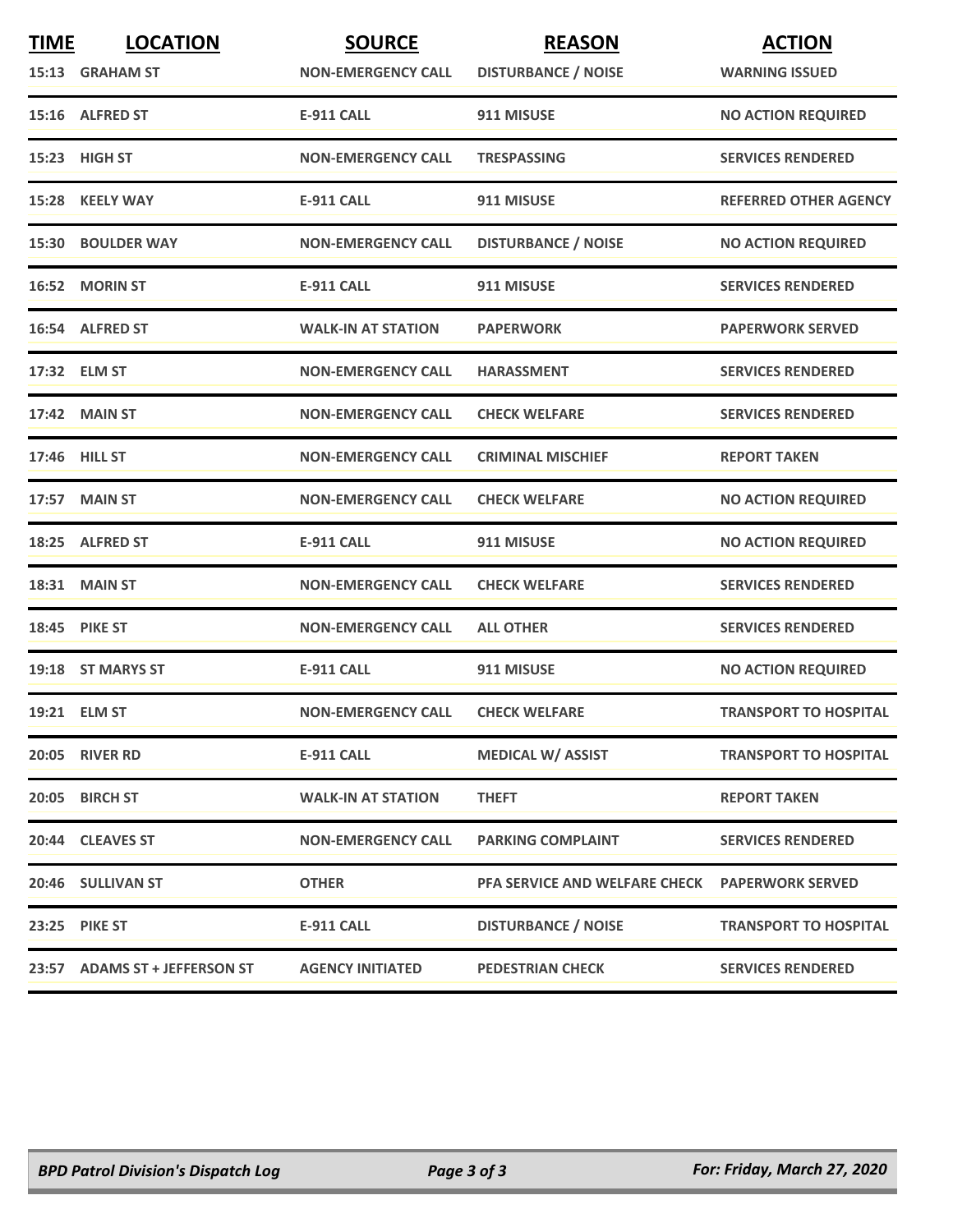| TIME | LOCATION | SOURCE | REASON | ACTION |
|---|---|---|---|---|
| 15:13 | GRAHAM ST | NON-EMERGENCY CALL | DISTURBANCE / NOISE | WARNING ISSUED |
| 15:16 | ALFRED ST | E-911 CALL | 911 MISUSE | NO ACTION REQUIRED |
| 15:23 | HIGH ST | NON-EMERGENCY CALL | TRESPASSING | SERVICES RENDERED |
| 15:28 | KEELY WAY | E-911 CALL | 911 MISUSE | REFERRED OTHER AGENCY |
| 15:30 | BOULDER WAY | NON-EMERGENCY CALL | DISTURBANCE / NOISE | NO ACTION REQUIRED |
| 16:52 | MORIN ST | E-911 CALL | 911 MISUSE | SERVICES RENDERED |
| 16:54 | ALFRED ST | WALK-IN AT STATION | PAPERWORK | PAPERWORK SERVED |
| 17:32 | ELM ST | NON-EMERGENCY CALL | HARASSMENT | SERVICES RENDERED |
| 17:42 | MAIN ST | NON-EMERGENCY CALL | CHECK WELFARE | SERVICES RENDERED |
| 17:46 | HILL ST | NON-EMERGENCY CALL | CRIMINAL MISCHIEF | REPORT TAKEN |
| 17:57 | MAIN ST | NON-EMERGENCY CALL | CHECK WELFARE | NO ACTION REQUIRED |
| 18:25 | ALFRED ST | E-911 CALL | 911 MISUSE | NO ACTION REQUIRED |
| 18:31 | MAIN ST | NON-EMERGENCY CALL | CHECK WELFARE | SERVICES RENDERED |
| 18:45 | PIKE ST | NON-EMERGENCY CALL | ALL OTHER | SERVICES RENDERED |
| 19:18 | ST MARYS ST | E-911 CALL | 911 MISUSE | NO ACTION REQUIRED |
| 19:21 | ELM ST | NON-EMERGENCY CALL | CHECK WELFARE | TRANSPORT TO HOSPITAL |
| 20:05 | RIVER RD | E-911 CALL | MEDICAL W/ ASSIST | TRANSPORT TO HOSPITAL |
| 20:05 | BIRCH ST | WALK-IN AT STATION | THEFT | REPORT TAKEN |
| 20:44 | CLEAVES ST | NON-EMERGENCY CALL | PARKING COMPLAINT | SERVICES RENDERED |
| 20:46 | SULLIVAN ST | OTHER | PFA SERVICE AND WELFARE CHECK | PAPERWORK SERVED |
| 23:25 | PIKE ST | E-911 CALL | DISTURBANCE / NOISE | TRANSPORT TO HOSPITAL |
| 23:57 | ADAMS ST + JEFFERSON ST | AGENCY INITIATED | PEDESTRIAN CHECK | SERVICES RENDERED |